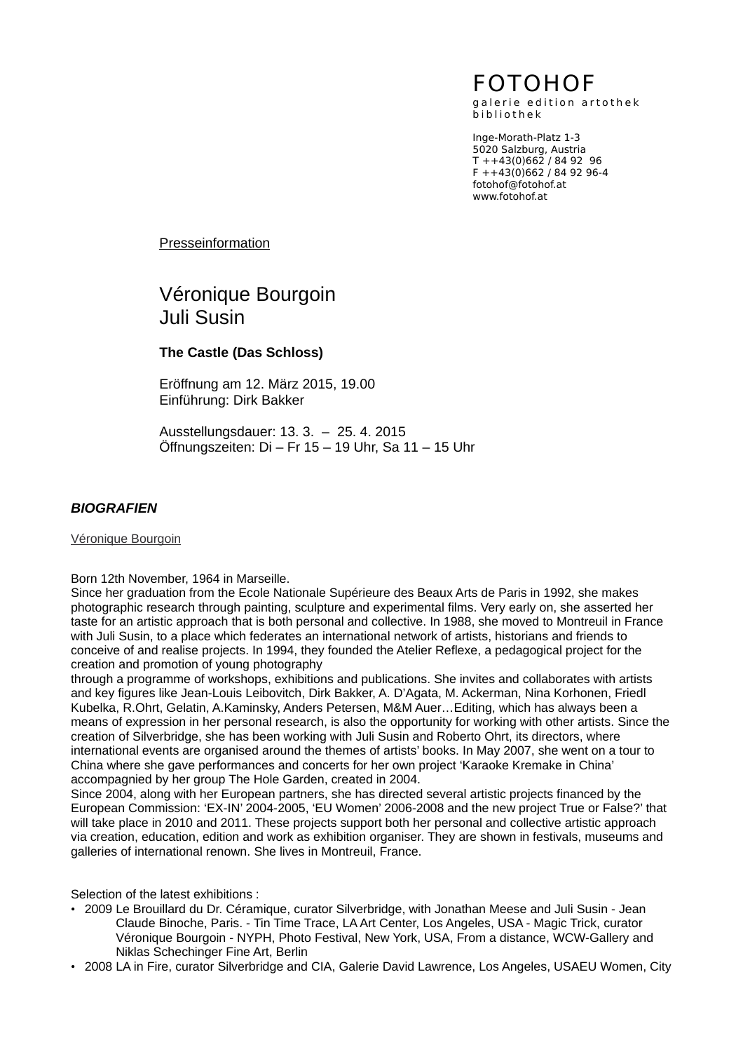# FOTOHOF

galerie edition artothek bibliothek

Inge-Morath-Platz 1-3
5020 Salzburg, Austria
T ++43(0)662 / 84 92 96
F ++43(0)662 / 84 92 96-4
fotohof@fotohof.at
www.fotohof.at

Presseinformation

## Véronique Bourgoin
## Juli Susin

**The Castle (Das Schloss)**

Eröffnung am 12. März 2015, 19.00
Einführung: Dirk Bakker

Ausstellungsdauer: 13. 3. – 25. 4. 2015
Öffnungszeiten: Di – Fr 15 – 19 Uhr, Sa 11 – 15 Uhr

### *BIOGRAFIEN*

Véronique Bourgoin

Born 12th November, 1964 in Marseille.
Since her graduation from the Ecole Nationale Supérieure des Beaux Arts de Paris in 1992, she makes photographic research through painting, sculpture and experimental films. Very early on, she asserted her taste for an artistic approach that is both personal and collective. In 1988, she moved to Montreuil in France with Juli Susin, to a place which federates an international network of artists, historians and friends to conceive of and realise projects. In 1994, they founded the Atelier Reflexe, a pedagogical project for the creation and promotion of young photography
through a programme of workshops, exhibitions and publications. She invites and collaborates with artists and key figures like Jean-Louis Leibovitch, Dirk Bakker, A. D'Agata, M. Ackerman, Nina Korhonen, Friedl Kubelka, R.Ohrt, Gelatin, A.Kaminsky, Anders Petersen, M&M Auer…Editing, which has always been a means of expression in her personal research, is also the opportunity for working with other artists. Since the creation of Silverbridge, she has been working with Juli Susin and Roberto Ohrt, its directors, where international events are organised around the themes of artists' books. In May 2007, she went on a tour to China where she gave performances and concerts for her own project 'Karaoke Kremake in China' accompagnied by her group The Hole Garden, created in 2004.
Since 2004, along with her European partners, she has directed several artistic projects financed by the European Commission: 'EX-IN' 2004-2005, 'EU Women' 2006-2008 and the new project True or False?' that will take place in 2010 and 2011. These projects support both her personal and collective artistic approach via creation, education, edition and work as exhibition organiser. They are shown in festivals, museums and galleries of international renown. She lives in Montreuil, France.

Selection of the latest exhibitions :

- 2009 Le Brouillard du Dr. Céramique, curator Silverbridge, with Jonathan Meese and Juli Susin - Jean Claude Binoche, Paris. - Tin Time Trace, LA Art Center, Los Angeles, USA - Magic Trick, curator Véronique Bourgoin - NYPH, Photo Festival, New York, USA, From a distance, WCW-Gallery and Niklas Schechinger Fine Art, Berlin
- 2008 LA in Fire, curator Silverbridge and CIA, Galerie David Lawrence, Los Angeles, USAEU Women, City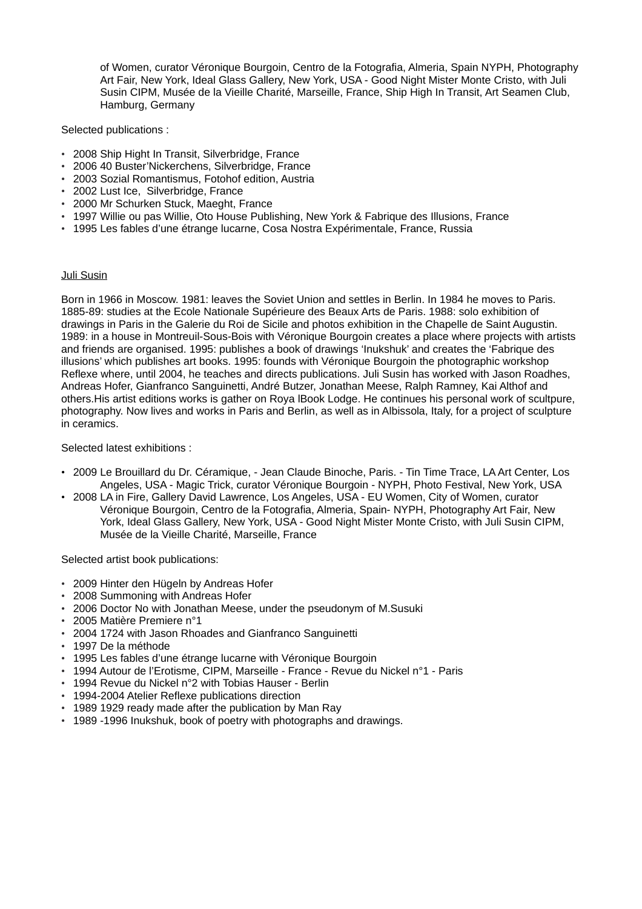of Women, curator Véronique Bourgoin, Centro de la Fotografia, Almeria, Spain NYPH, Photography Art Fair, New York, Ideal Glass Gallery, New York, USA - Good Night Mister Monte Cristo, with Juli Susin CIPM, Musée de la Vieille Charité, Marseille, France, Ship High In Transit, Art Seamen Club, Hamburg, Germany

Selected publications :

- 2008 Ship Hight In Transit, Silverbridge, France
- 2006 40 Buster'Nickerchens, Silverbridge, France
- 2003 Sozial Romantismus, Fotohof edition, Austria
- 2002 Lust Ice, Silverbridge, France
- 2000 Mr Schurken Stuck, Maeght, France
- 1997 Willie ou pas Willie, Oto House Publishing, New York & Fabrique des Illusions, France
- 1995 Les fables d'une étrange lucarne, Cosa Nostra Expérimentale, France, Russia

<u>Juli Susin</u>

Born in 1966 in Moscow. 1981: leaves the Soviet Union and settles in Berlin. In 1984 he moves to Paris. 1885-89: studies at the Ecole Nationale Supérieure des Beaux Arts de Paris. 1988: solo exhibition of drawings in Paris in the Galerie du Roi de Sicile and photos exhibition in the Chapelle de Saint Augustin. 1989: in a house in Montreuil-Sous-Bois with Véronique Bourgoin creates a place where projects with artists and friends are organised. 1995: publishes a book of drawings 'Inukshuk' and creates the 'Fabrique des illusions' which publishes art books. 1995: founds with Véronique Bourgoin the photographic workshop Reflexe where, until 2004, he teaches and directs publications. Juli Susin has worked with Jason Roadhes, Andreas Hofer, Gianfranco Sanguinetti, André Butzer, Jonathan Meese, Ralph Ramney, Kai Althof and others.His artist editions works is gather on Roya lBook Lodge. He continues his personal work of scultpure, photography. Now lives and works in Paris and Berlin, as well as in Albissola, Italy, for a project of sculpture in ceramics.

Selected latest exhibitions :

- 2009 Le Brouillard du Dr. Céramique, - Jean Claude Binoche, Paris. - Tin Time Trace, LA Art Center, Los Angeles, USA - Magic Trick, curator Véronique Bourgoin - NYPH, Photo Festival, New York, USA
- 2008 LA in Fire, Gallery David Lawrence, Los Angeles, USA - EU Women, City of Women, curator Véronique Bourgoin, Centro de la Fotografia, Almeria, Spain- NYPH, Photography Art Fair, New York, Ideal Glass Gallery, New York, USA - Good Night Mister Monte Cristo, with Juli Susin CIPM, Musée de la Vieille Charité, Marseille, France

Selected artist book publications:

- 2009 Hinter den Hügeln by Andreas Hofer
- 2008 Summoning with Andreas Hofer
- 2006 Doctor No with Jonathan Meese, under the pseudonym of M.Susuki
- 2005 Matière Premiere n°1
- 2004 1724 with Jason Rhoades and Gianfranco Sanguinetti
- 1997 De la méthode
- 1995 Les fables d'une étrange lucarne with Véronique Bourgoin
- 1994 Autour de l'Erotisme, CIPM, Marseille - France - Revue du Nickel n°1 - Paris
- 1994 Revue du Nickel n°2 with Tobias Hauser - Berlin
- 1994-2004 Atelier Reflexe publications direction
- 1989 1929 ready made after the publication by Man Ray
- 1989 -1996 Inukshuk, book of poetry with photographs and drawings.